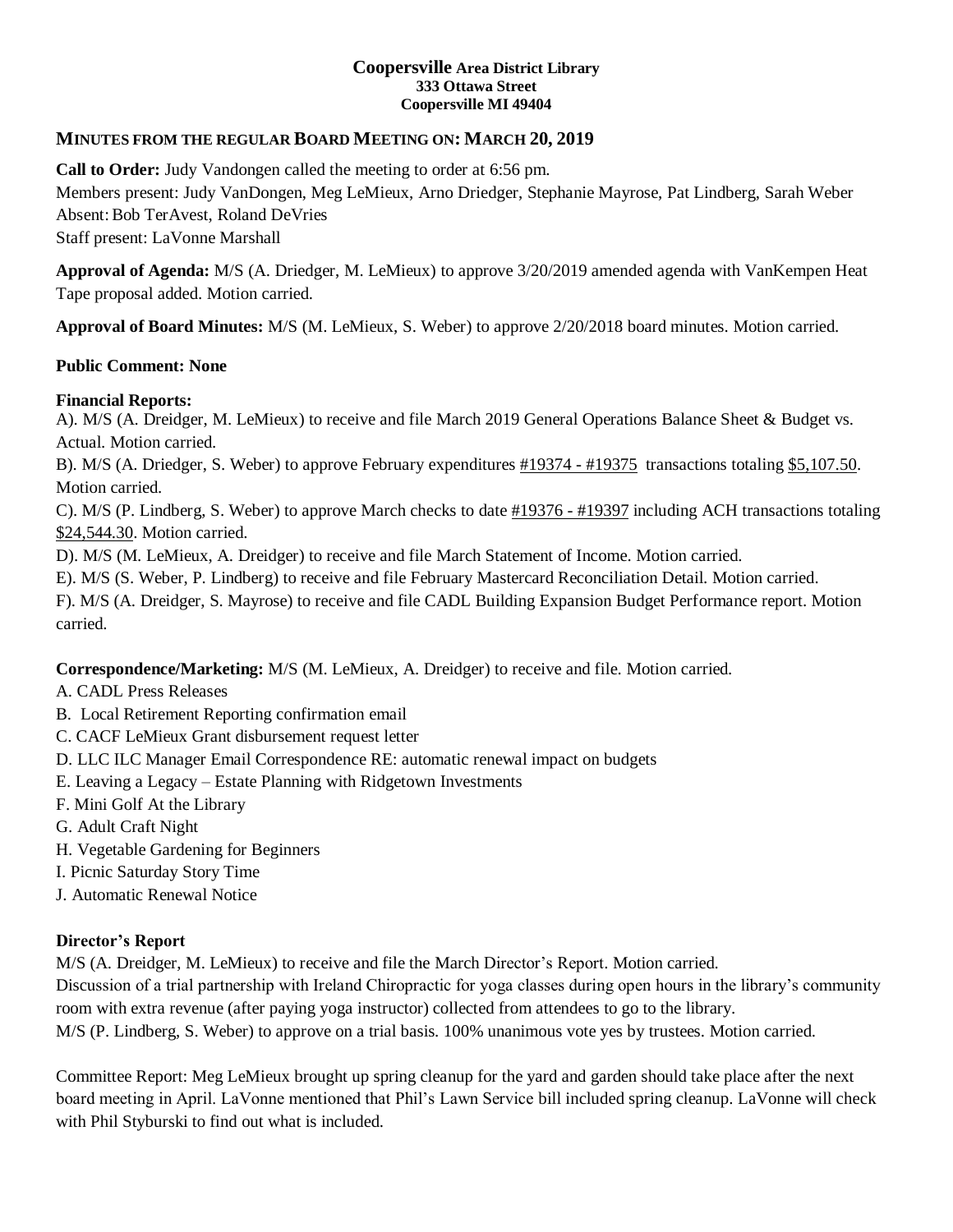**Coopersville Area District Library**
**333 Ottawa Street**
**Coopersville MI 49404**

## MINUTES FROM THE REGULAR BOARD MEETING ON: MARCH 20, 2019

**Call to Order:** Judy Vandongen called the meeting to order at 6:56 pm.
Members present: Judy VanDongen, Meg LeMieux, Arno Driedger, Stephanie Mayrose, Pat Lindberg, Sarah Weber
Absent: Bob TerAvest, Roland DeVries
Staff present: LaVonne Marshall

**Approval of Agenda:** M/S (A. Driedger, M. LeMieux) to approve 3/20/2019 amended agenda with VanKempen Heat Tape proposal added. Motion carried.

**Approval of Board Minutes:** M/S (M. LeMieux, S. Weber) to approve 2/20/2018 board minutes. Motion carried.

**Public Comment: None**

**Financial Reports:**
A). M/S (A. Dreidger, M. LeMieux) to receive and file March 2019 General Operations Balance Sheet & Budget vs. Actual. Motion carried.
B). M/S (A. Driedger, S. Weber) to approve February expenditures #19374 - #19375 transactions totaling $5,107.50. Motion carried.
C). M/S (P. Lindberg, S. Weber) to approve March checks to date #19376 - #19397 including ACH transactions totaling $24,544.30. Motion carried.
D). M/S (M. LeMieux, A. Dreidger) to receive and file March Statement of Income. Motion carried.
E). M/S (S. Weber, P. Lindberg) to receive and file February Mastercard Reconciliation Detail. Motion carried.
F). M/S (A. Dreidger, S. Mayrose) to receive and file CADL Building Expansion Budget Performance report. Motion carried.

**Correspondence/Marketing:** M/S (M. LeMieux, A. Dreidger) to receive and file. Motion carried.

A. CADL Press Releases
B. Local Retirement Reporting confirmation email
C. CACF LeMieux Grant disbursement request letter
D. LLC ILC Manager Email Correspondence RE: automatic renewal impact on budgets
E. Leaving a Legacy – Estate Planning with Ridgetown Investments
F. Mini Golf At the Library
G. Adult Craft Night
H. Vegetable Gardening for Beginners
I. Picnic Saturday Story Time
J. Automatic Renewal Notice

**Director's Report**
M/S (A. Dreidger, M. LeMieux) to receive and file the March Director's Report. Motion carried.
Discussion of a trial partnership with Ireland Chiropractic for yoga classes during open hours in the library's community room with extra revenue (after paying yoga instructor) collected from attendees to go to the library.
M/S (P. Lindberg, S. Weber) to approve on a trial basis. 100% unanimous vote yes by trustees. Motion carried.

Committee Report: Meg LeMieux brought up spring cleanup for the yard and garden should take place after the next board meeting in April. LaVonne mentioned that Phil's Lawn Service bill included spring cleanup. LaVonne will check with Phil Styburski to find out what is included.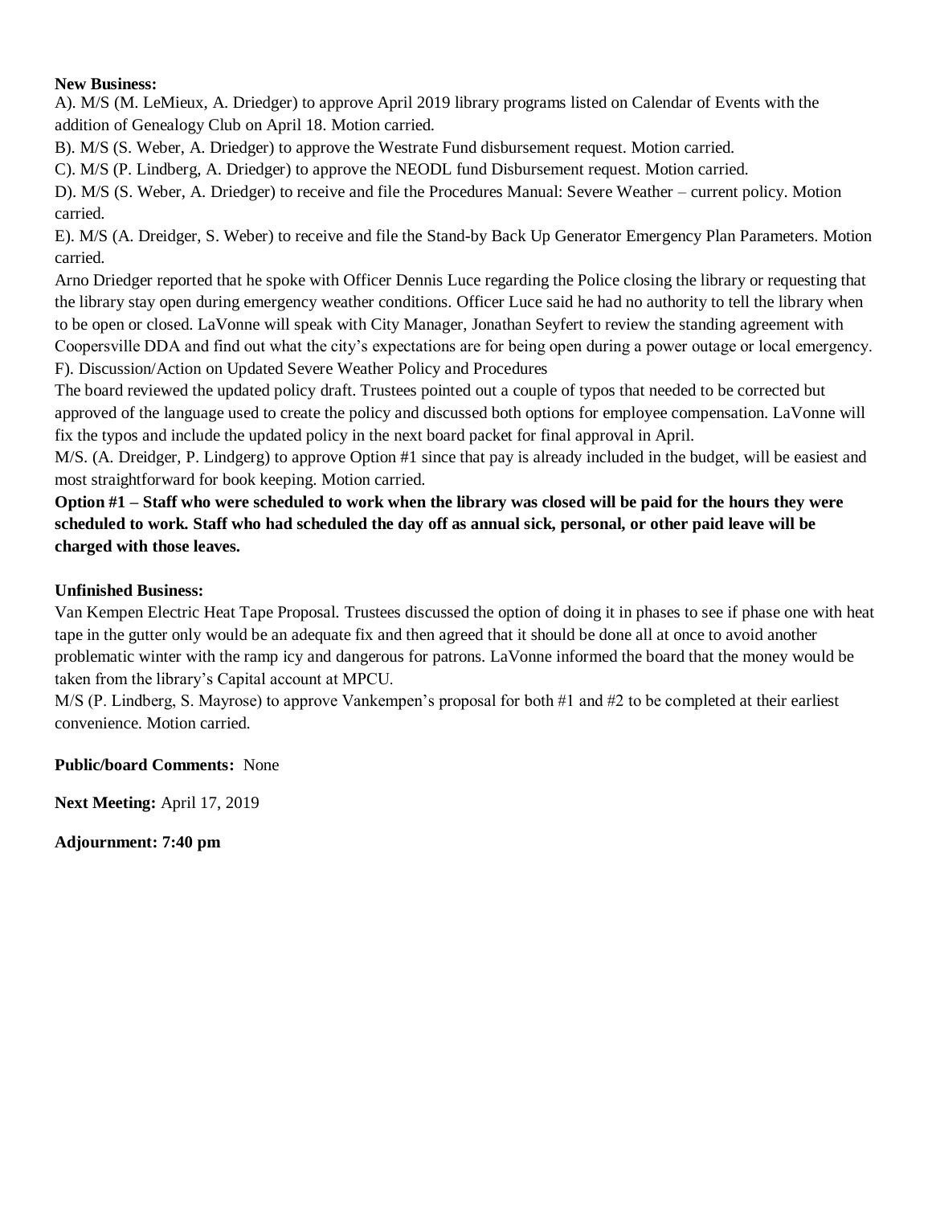**New Business:**

A). M/S (M. LeMieux, A. Driedger) to approve April 2019 library programs listed on Calendar of Events with the addition of Genealogy Club on April 18. Motion carried.

B). M/S (S. Weber, A. Driedger) to approve the Westrate Fund disbursement request. Motion carried.

C). M/S (P. Lindberg, A. Driedger) to approve the NEODL fund Disbursement request. Motion carried.

D). M/S (S. Weber, A. Driedger) to receive and file the Procedures Manual: Severe Weather – current policy. Motion carried.

E). M/S (A. Dreidger, S. Weber) to receive and file the Stand-by Back Up Generator Emergency Plan Parameters. Motion carried.

Arno Driedger reported that he spoke with Officer Dennis Luce regarding the Police closing the library or requesting that the library stay open during emergency weather conditions. Officer Luce said he had no authority to tell the library when to be open or closed. LaVonne will speak with City Manager, Jonathan Seyfert to review the standing agreement with Coopersville DDA and find out what the city's expectations are for being open during a power outage or local emergency.

F). Discussion/Action on Updated Severe Weather Policy and Procedures

The board reviewed the updated policy draft. Trustees pointed out a couple of typos that needed to be corrected but approved of the language used to create the policy and discussed both options for employee compensation. LaVonne will fix the typos and include the updated policy in the next board packet for final approval in April.

M/S. (A. Dreidger, P. Lindgerg) to approve Option #1 since that pay is already included in the budget, will be easiest and most straightforward for book keeping. Motion carried.

**Option #1 – Staff who were scheduled to work when the library was closed will be paid for the hours they were scheduled to work. Staff who had scheduled the day off as annual sick, personal, or other paid leave will be charged with those leaves.**

**Unfinished Business:**

Van Kempen Electric Heat Tape Proposal. Trustees discussed the option of doing it in phases to see if phase one with heat tape in the gutter only would be an adequate fix and then agreed that it should be done all at once to avoid another problematic winter with the ramp icy and dangerous for patrons. LaVonne informed the board that the money would be taken from the library's Capital account at MPCU.

M/S (P. Lindberg, S. Mayrose) to approve Vankempen's proposal for both #1 and #2 to be completed at their earliest convenience. Motion carried.

**Public/board Comments:** None

**Next Meeting:** April 17, 2019

**Adjournment: 7:40 pm**